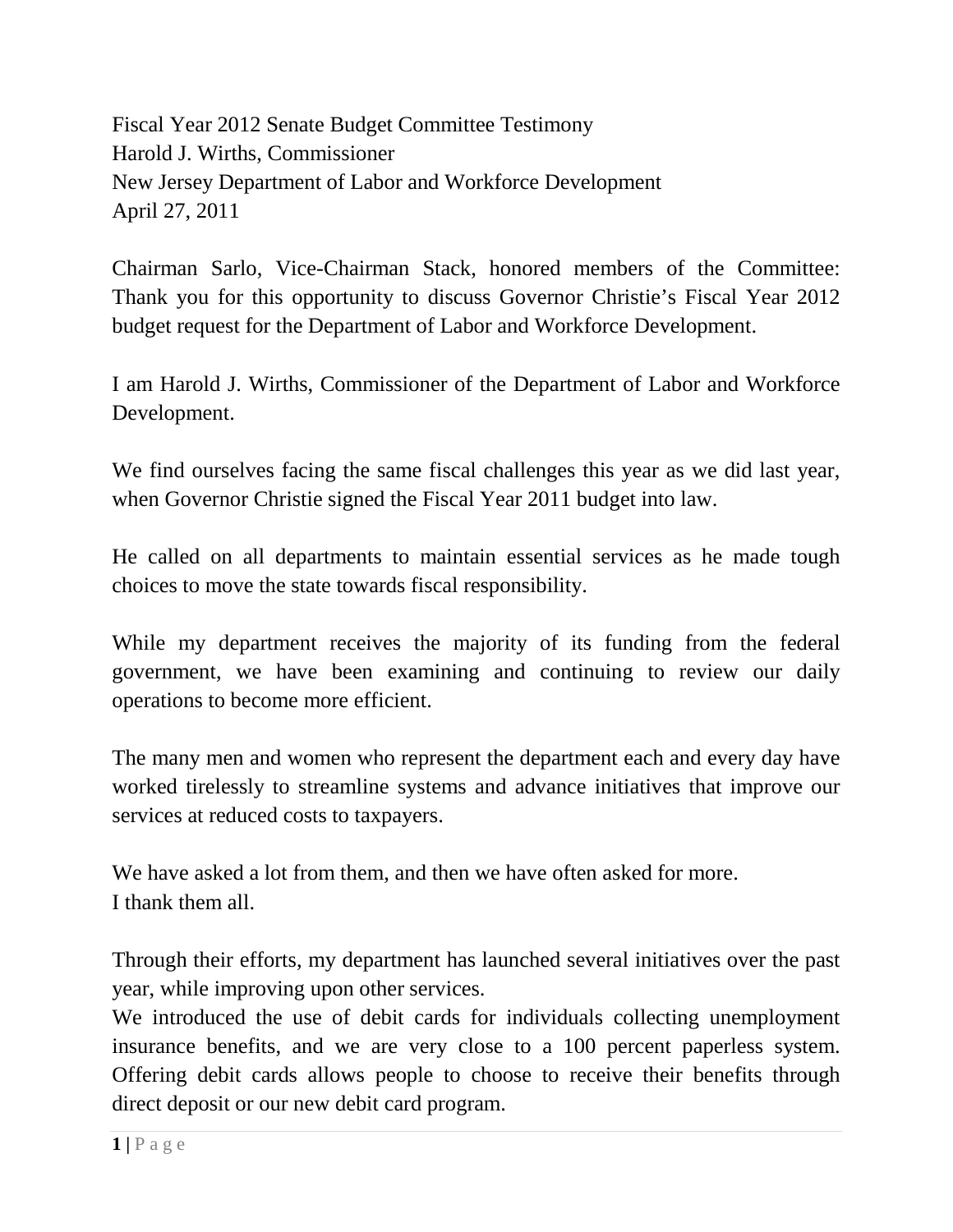Fiscal Year 2012 Senate Budget Committee Testimony
Harold J. Wirths, Commissioner
New Jersey Department of Labor and Workforce Development
April 27, 2011

Chairman Sarlo, Vice-Chairman Stack, honored members of the Committee: Thank you for this opportunity to discuss Governor Christie's Fiscal Year 2012 budget request for the Department of Labor and Workforce Development.

I am Harold J. Wirths, Commissioner of the Department of Labor and Workforce Development.

We find ourselves facing the same fiscal challenges this year as we did last year, when Governor Christie signed the Fiscal Year 2011 budget into law.

He called on all departments to maintain essential services as he made tough choices to move the state towards fiscal responsibility.

While my department receives the majority of its funding from the federal government, we have been examining and continuing to review our daily operations to become more efficient.

The many men and women who represent the department each and every day have worked tirelessly to streamline systems and advance initiatives that improve our services at reduced costs to taxpayers.

We have asked a lot from them, and then we have often asked for more.
I thank them all.

Through their efforts, my department has launched several initiatives over the past year, while improving upon other services.
We introduced the use of debit cards for individuals collecting unemployment insurance benefits, and we are very close to a 100 percent paperless system. Offering debit cards allows people to choose to receive their benefits through direct deposit or our new debit card program.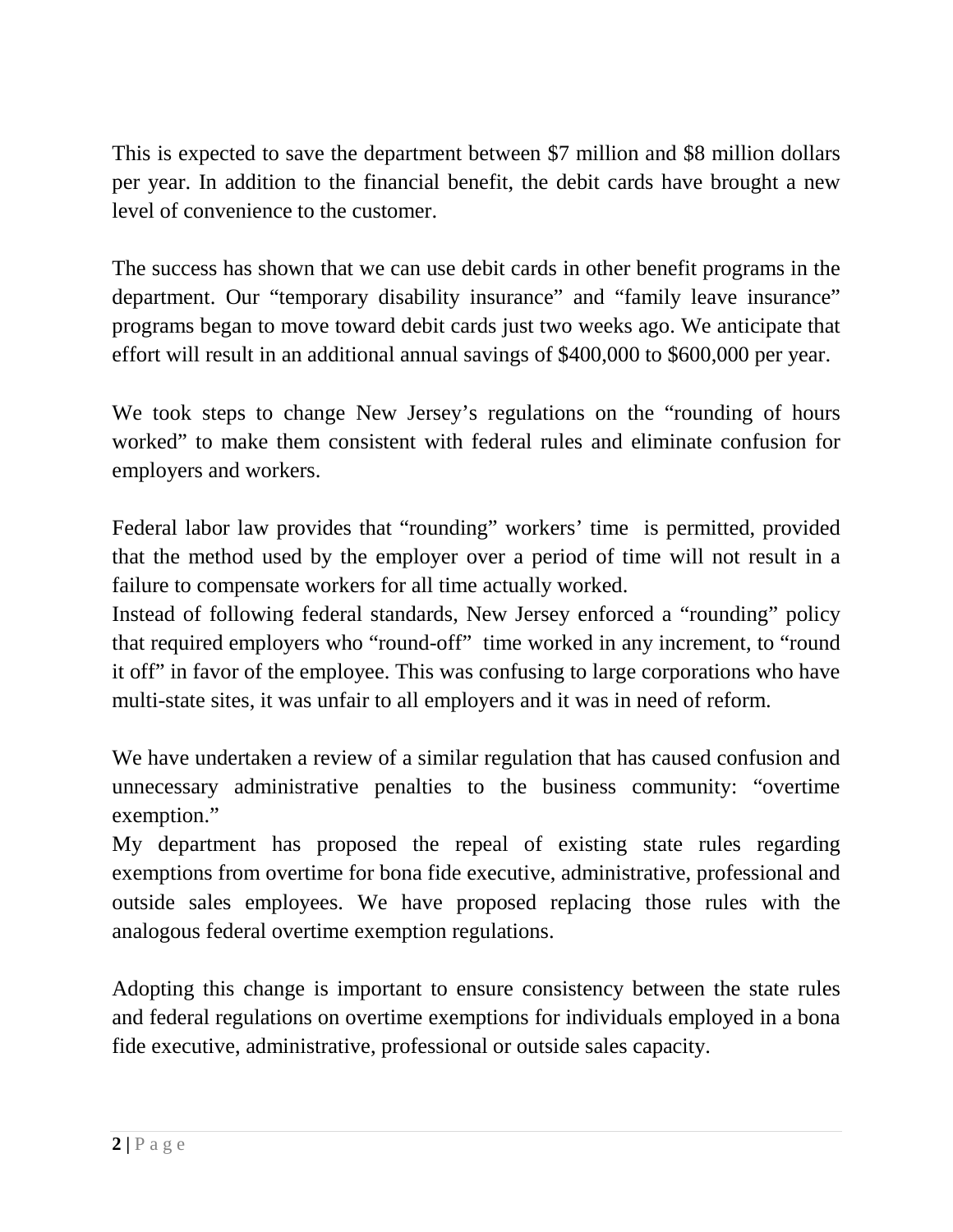This is expected to save the department between $7 million and $8 million dollars per year. In addition to the financial benefit, the debit cards have brought a new level of convenience to the customer.

The success has shown that we can use debit cards in other benefit programs in the department. Our "temporary disability insurance" and "family leave insurance" programs began to move toward debit cards just two weeks ago. We anticipate that effort will result in an additional annual savings of $400,000 to $600,000 per year.

We took steps to change New Jersey's regulations on the "rounding of hours worked" to make them consistent with federal rules and eliminate confusion for employers and workers.

Federal labor law provides that "rounding" workers' time is permitted, provided that the method used by the employer over a period of time will not result in a failure to compensate workers for all time actually worked.
Instead of following federal standards, New Jersey enforced a "rounding" policy that required employers who "round-off" time worked in any increment, to "round it off" in favor of the employee. This was confusing to large corporations who have multi-state sites, it was unfair to all employers and it was in need of reform.

We have undertaken a review of a similar regulation that has caused confusion and unnecessary administrative penalties to the business community: "overtime exemption."
My department has proposed the repeal of existing state rules regarding exemptions from overtime for bona fide executive, administrative, professional and outside sales employees. We have proposed replacing those rules with the analogous federal overtime exemption regulations.

Adopting this change is important to ensure consistency between the state rules and federal regulations on overtime exemptions for individuals employed in a bona fide executive, administrative, professional or outside sales capacity.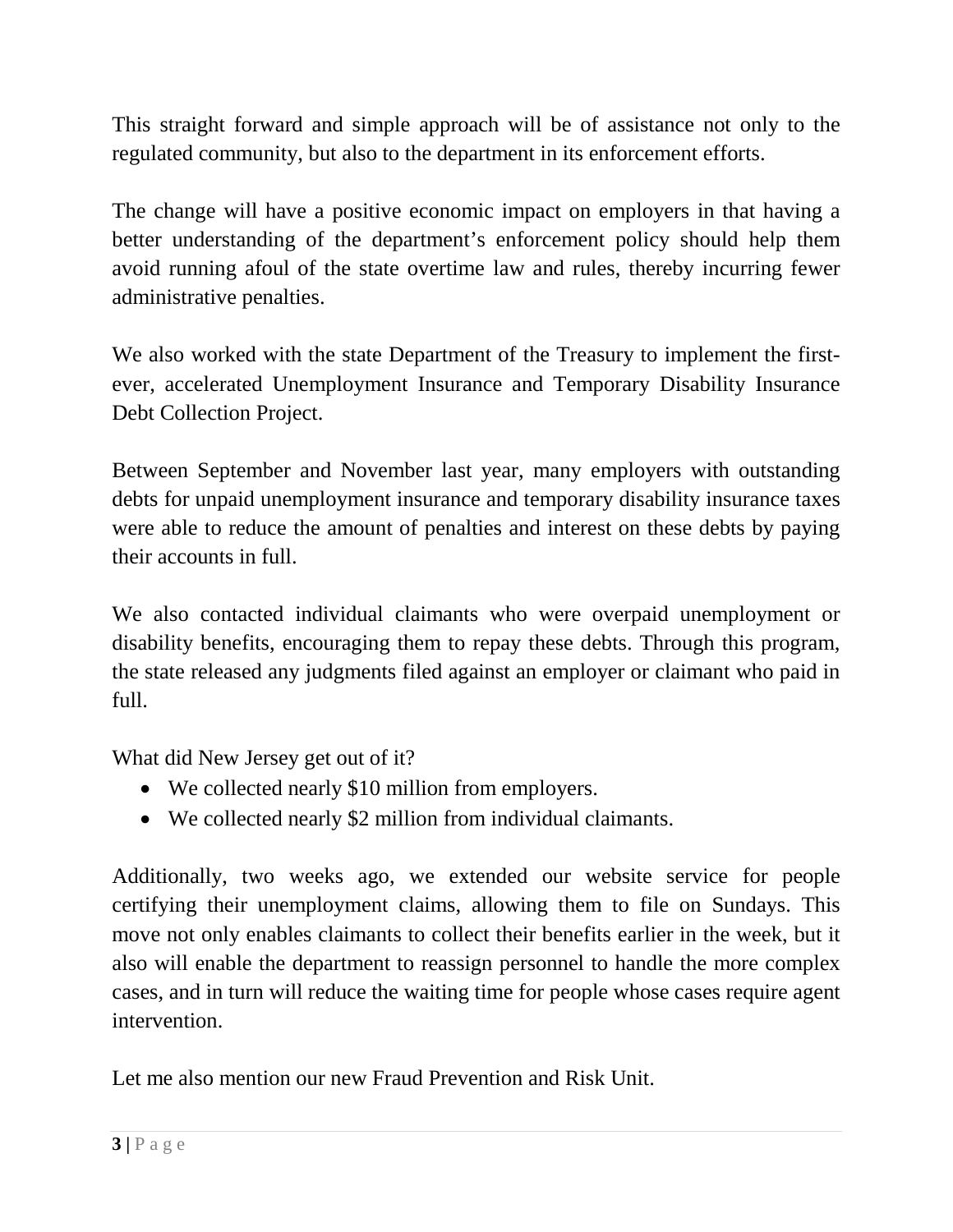This straight forward and simple approach will be of assistance not only to the regulated community, but also to the department in its enforcement efforts.

The change will have a positive economic impact on employers in that having a better understanding of the department's enforcement policy should help them avoid running afoul of the state overtime law and rules, thereby incurring fewer administrative penalties.

We also worked with the state Department of the Treasury to implement the first-ever, accelerated Unemployment Insurance and Temporary Disability Insurance Debt Collection Project.

Between September and November last year, many employers with outstanding debts for unpaid unemployment insurance and temporary disability insurance taxes were able to reduce the amount of penalties and interest on these debts by paying their accounts in full.

We also contacted individual claimants who were overpaid unemployment or disability benefits, encouraging them to repay these debts. Through this program, the state released any judgments filed against an employer or claimant who paid in full.

What did New Jersey get out of it?

- We collected nearly $10 million from employers.
- We collected nearly $2 million from individual claimants.

Additionally, two weeks ago, we extended our website service for people certifying their unemployment claims, allowing them to file on Sundays. This move not only enables claimants to collect their benefits earlier in the week, but it also will enable the department to reassign personnel to handle the more complex cases, and in turn will reduce the waiting time for people whose cases require agent intervention.

Let me also mention our new Fraud Prevention and Risk Unit.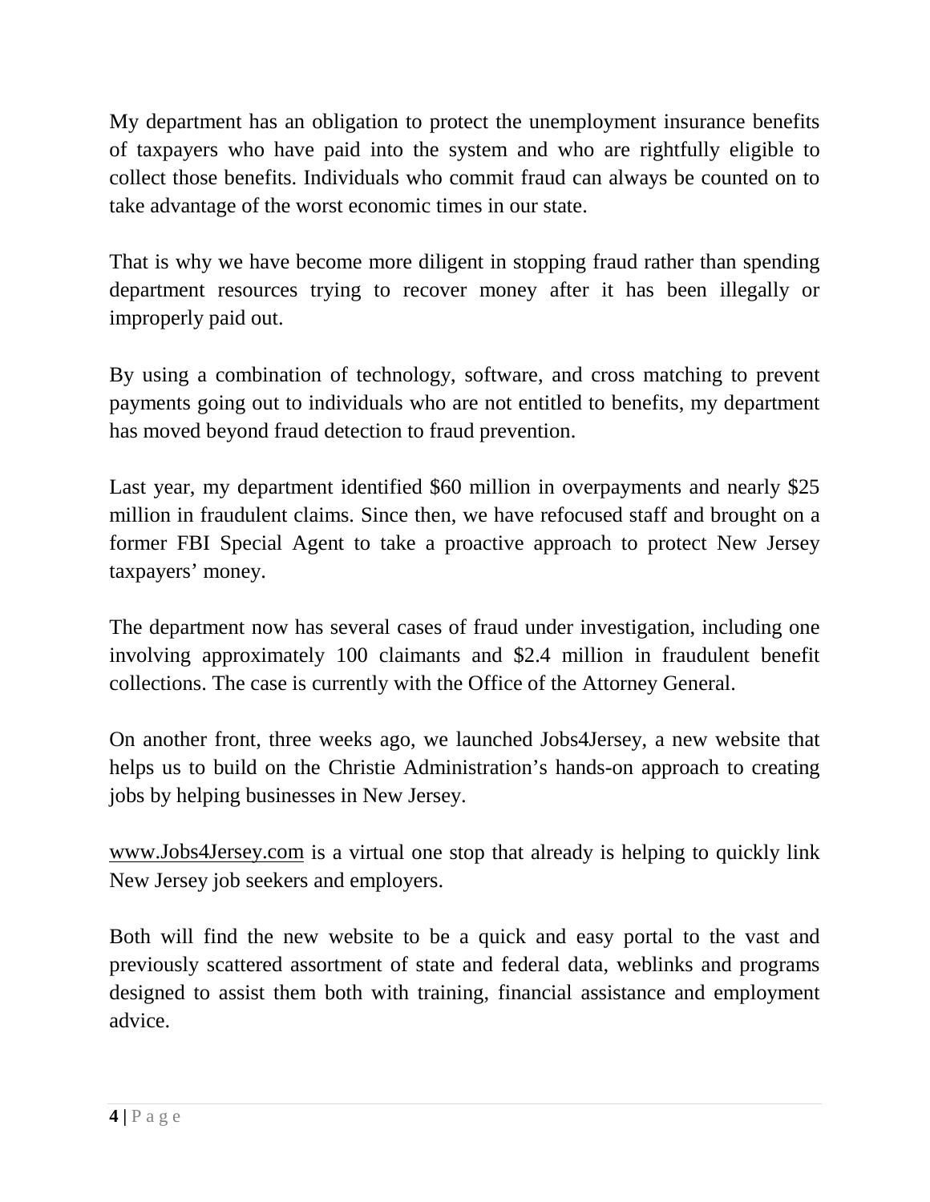My department has an obligation to protect the unemployment insurance benefits of taxpayers who have paid into the system and who are rightfully eligible to collect those benefits. Individuals who commit fraud can always be counted on to take advantage of the worst economic times in our state.

That is why we have become more diligent in stopping fraud rather than spending department resources trying to recover money after it has been illegally or improperly paid out.

By using a combination of technology, software, and cross matching to prevent payments going out to individuals who are not entitled to benefits, my department has moved beyond fraud detection to fraud prevention.

Last year, my department identified $60 million in overpayments and nearly $25 million in fraudulent claims. Since then, we have refocused staff and brought on a former FBI Special Agent to take a proactive approach to protect New Jersey taxpayers' money.

The department now has several cases of fraud under investigation, including one involving approximately 100 claimants and $2.4 million in fraudulent benefit collections. The case is currently with the Office of the Attorney General.

On another front, three weeks ago, we launched Jobs4Jersey, a new website that helps us to build on the Christie Administration's hands-on approach to creating jobs by helping businesses in New Jersey.

www.Jobs4Jersey.com is a virtual one stop that already is helping to quickly link New Jersey job seekers and employers.

Both will find the new website to be a quick and easy portal to the vast and previously scattered assortment of state and federal data, weblinks and programs designed to assist them both with training, financial assistance and employment advice.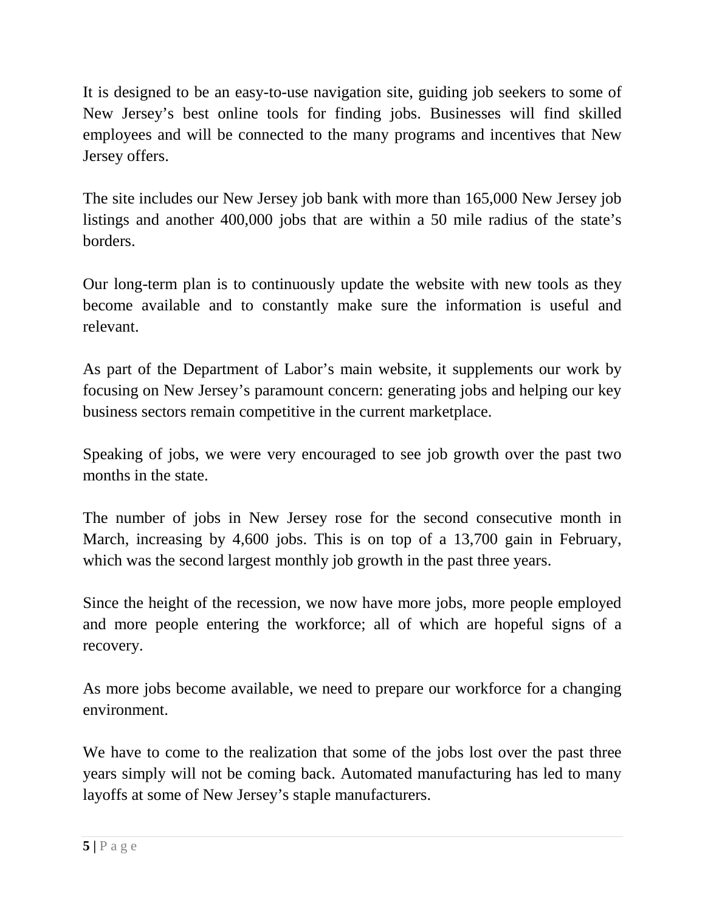It is designed to be an easy-to-use navigation site, guiding job seekers to some of New Jersey's best online tools for finding jobs. Businesses will find skilled employees and will be connected to the many programs and incentives that New Jersey offers.

The site includes our New Jersey job bank with more than 165,000 New Jersey job listings and another 400,000 jobs that are within a 50 mile radius of the state's borders.

Our long-term plan is to continuously update the website with new tools as they become available and to constantly make sure the information is useful and relevant.

As part of the Department of Labor's main website, it supplements our work by focusing on New Jersey's paramount concern: generating jobs and helping our key business sectors remain competitive in the current marketplace.

Speaking of jobs, we were very encouraged to see job growth over the past two months in the state.

The number of jobs in New Jersey rose for the second consecutive month in March, increasing by 4,600 jobs. This is on top of a 13,700 gain in February, which was the second largest monthly job growth in the past three years.

Since the height of the recession, we now have more jobs, more people employed and more people entering the workforce; all of which are hopeful signs of a recovery.

As more jobs become available, we need to prepare our workforce for a changing environment.

We have to come to the realization that some of the jobs lost over the past three years simply will not be coming back. Automated manufacturing has led to many layoffs at some of New Jersey's staple manufacturers.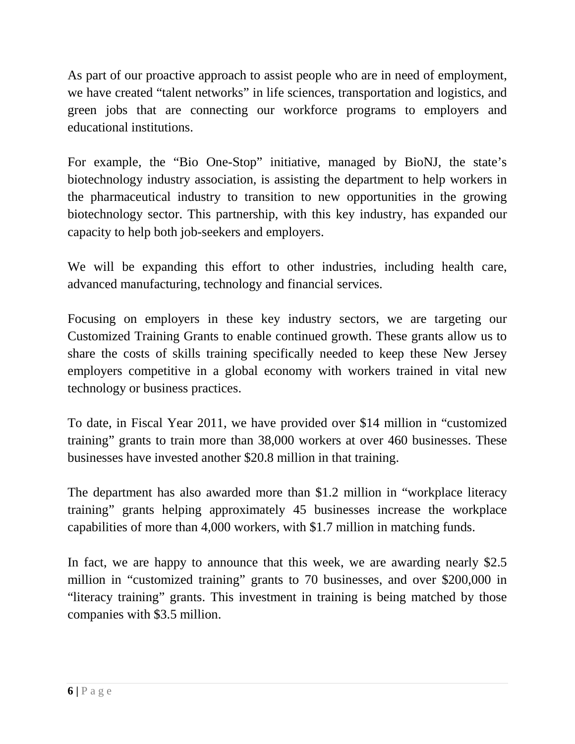As part of our proactive approach to assist people who are in need of employment, we have created "talent networks" in life sciences, transportation and logistics, and green jobs that are connecting our workforce programs to employers and educational institutions.

For example, the "Bio One-Stop" initiative, managed by BioNJ, the state's biotechnology industry association, is assisting the department to help workers in the pharmaceutical industry to transition to new opportunities in the growing biotechnology sector. This partnership, with this key industry, has expanded our capacity to help both job-seekers and employers.

We will be expanding this effort to other industries, including health care, advanced manufacturing, technology and financial services.

Focusing on employers in these key industry sectors, we are targeting our Customized Training Grants to enable continued growth. These grants allow us to share the costs of skills training specifically needed to keep these New Jersey employers competitive in a global economy with workers trained in vital new technology or business practices.

To date, in Fiscal Year 2011, we have provided over $14 million in "customized training" grants to train more than 38,000 workers at over 460 businesses. These businesses have invested another $20.8 million in that training.

The department has also awarded more than $1.2 million in "workplace literacy training" grants helping approximately 45 businesses increase the workplace capabilities of more than 4,000 workers, with $1.7 million in matching funds.

In fact, we are happy to announce that this week, we are awarding nearly $2.5 million in "customized training" grants to 70 businesses, and over $200,000 in "literacy training" grants. This investment in training is being matched by those companies with $3.5 million.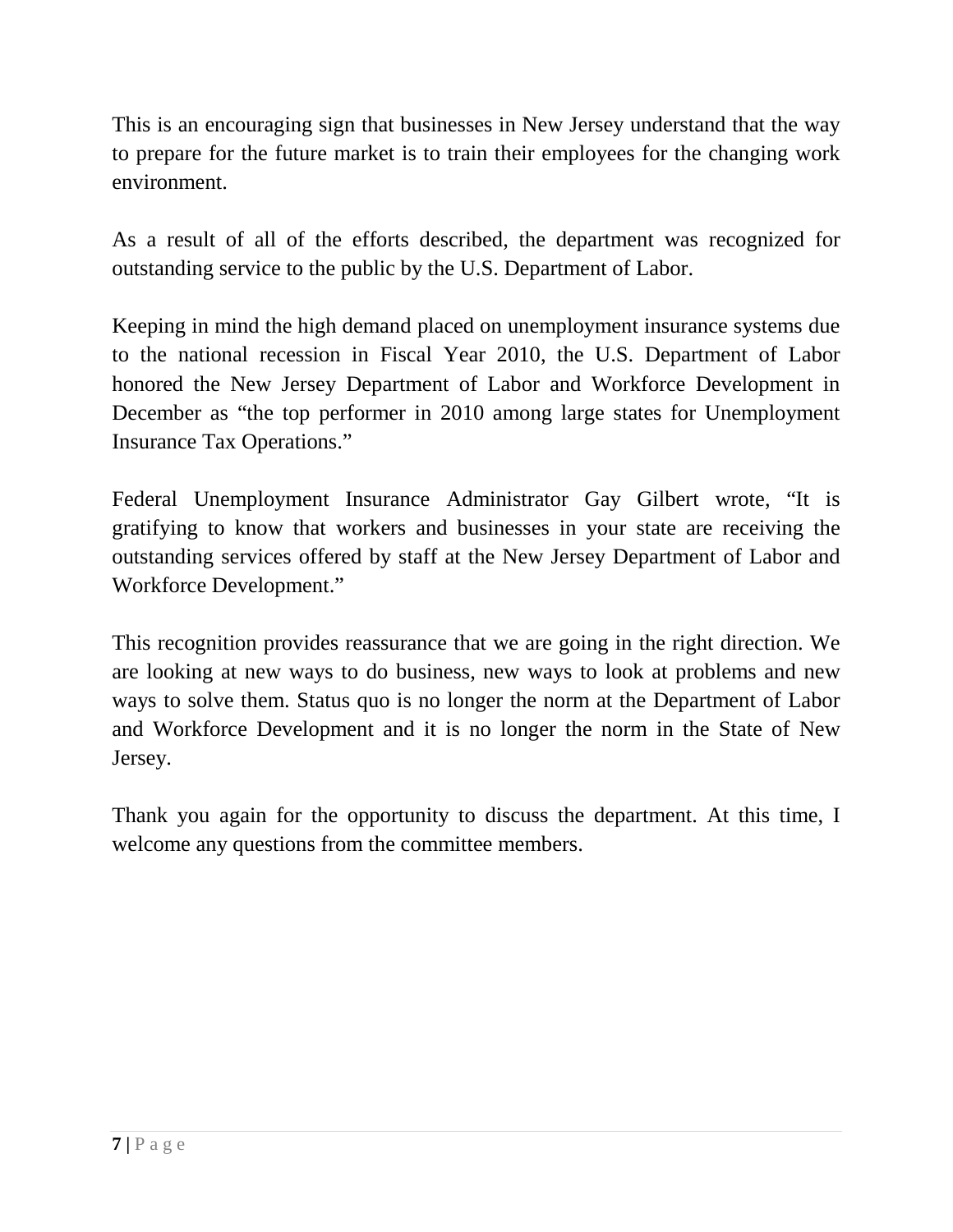This is an encouraging sign that businesses in New Jersey understand that the way to prepare for the future market is to train their employees for the changing work environment.

As a result of all of the efforts described, the department was recognized for outstanding service to the public by the U.S. Department of Labor.

Keeping in mind the high demand placed on unemployment insurance systems due to the national recession in Fiscal Year 2010, the U.S. Department of Labor honored the New Jersey Department of Labor and Workforce Development in December as "the top performer in 2010 among large states for Unemployment Insurance Tax Operations."

Federal Unemployment Insurance Administrator Gay Gilbert wrote, "It is gratifying to know that workers and businesses in your state are receiving the outstanding services offered by staff at the New Jersey Department of Labor and Workforce Development."

This recognition provides reassurance that we are going in the right direction. We are looking at new ways to do business, new ways to look at problems and new ways to solve them. Status quo is no longer the norm at the Department of Labor and Workforce Development and it is no longer the norm in the State of New Jersey.

Thank you again for the opportunity to discuss the department. At this time, I welcome any questions from the committee members.